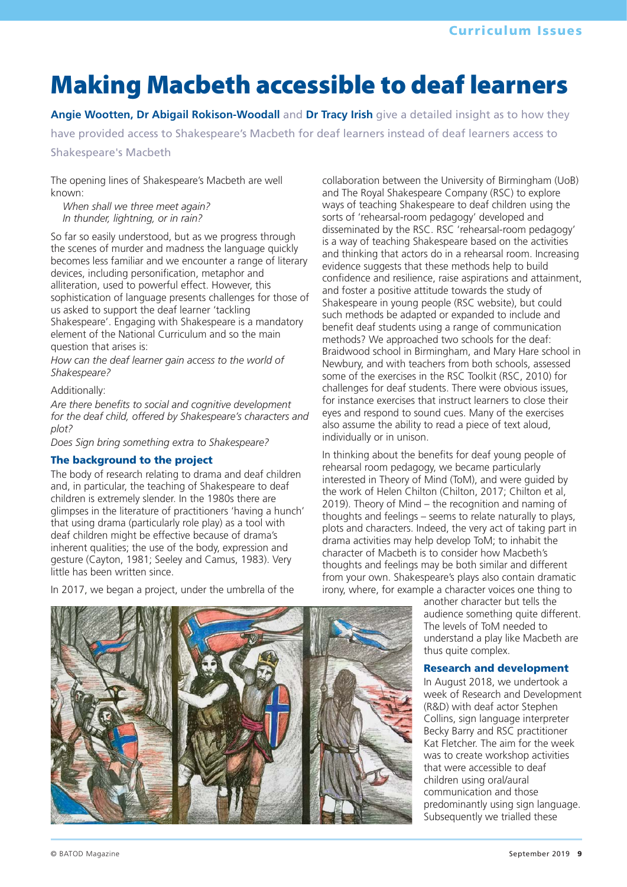# Making Macbeth accessible to deaf learners

**Angie Wootten, Dr Abigail Rokison-Woodall** and **Dr Tracy Irish** give a detailed insight as to how they have provided access to Shakespeare's Macbeth for deaf learners instead of deaf learners access to Shakespeare's Macbeth

The opening lines of Shakespeare's Macbeth are well known:

*When shall we three meet again?*
*In thunder, lightning, or in rain?*

So far so easily understood, but as we progress through the scenes of murder and madness the language quickly becomes less familiar and we encounter a range of literary devices, including personification, metaphor and alliteration, used to powerful effect. However, this sophistication of language presents challenges for those of us asked to support the deaf learner 'tackling Shakespeare'. Engaging with Shakespeare is a mandatory element of the National Curriculum and so the main question that arises is:

*How can the deaf learner gain access to the world of Shakespeare?*

Additionally:

*Are there benefits to social and cognitive development for the deaf child, offered by Shakespeare's characters and plot?*

*Does Sign bring something extra to Shakespeare?*

### The background to the project

The body of research relating to drama and deaf children and, in particular, the teaching of Shakespeare to deaf children is extremely slender. In the 1980s there are glimpses in the literature of practitioners 'having a hunch' that using drama (particularly role play) as a tool with deaf children might be effective because of drama's inherent qualities; the use of the body, expression and gesture (Cayton, 1981; Seeley and Camus, 1983). Very little has been written since.

In 2017, we began a project, under the umbrella of the collaboration between the University of Birmingham (UoB) and The Royal Shakespeare Company (RSC) to explore ways of teaching Shakespeare to deaf children using the sorts of 'rehearsal-room pedagogy' developed and disseminated by the RSC. RSC 'rehearsal-room pedagogy' is a way of teaching Shakespeare based on the activities and thinking that actors do in a rehearsal room. Increasing evidence suggests that these methods help to build confidence and resilience, raise aspirations and attainment, and foster a positive attitude towards the study of Shakespeare in young people (RSC website), but could such methods be adapted or expanded to include and benefit deaf students using a range of communication methods? We approached two schools for the deaf: Braidwood school in Birmingham, and Mary Hare school in Newbury, and with teachers from both schools, assessed some of the exercises in the RSC Toolkit (RSC, 2010) for challenges for deaf students. There were obvious issues, for instance exercises that instruct learners to close their eyes and respond to sound cues. Many of the exercises also assume the ability to read a piece of text aloud, individually or in unison.

In thinking about the benefits for deaf young people of rehearsal room pedagogy, we became particularly interested in Theory of Mind (ToM), and were guided by the work of Helen Chilton (Chilton, 2017; Chilton et al, 2019). Theory of Mind – the recognition and naming of thoughts and feelings – seems to relate naturally to plays, plots and characters. Indeed, the very act of taking part in drama activities may help develop ToM; to inhabit the character of Macbeth is to consider how Macbeth's thoughts and feelings may be both similar and different from your own. Shakespeare's plays also contain dramatic irony, where, for example a character voices one thing to another character but tells the audience something quite different. The levels of ToM needed to understand a play like Macbeth are thus quite complex.

### Research and development

In August 2018, we undertook a week of Research and Development (R&D) with deaf actor Stephen Collins, sign language interpreter Becky Barry and RSC practitioner Kat Fletcher. The aim for the week was to create workshop activities that were accessible to deaf children using oral/aural communication and those predominantly using sign language. Subsequently we trialled these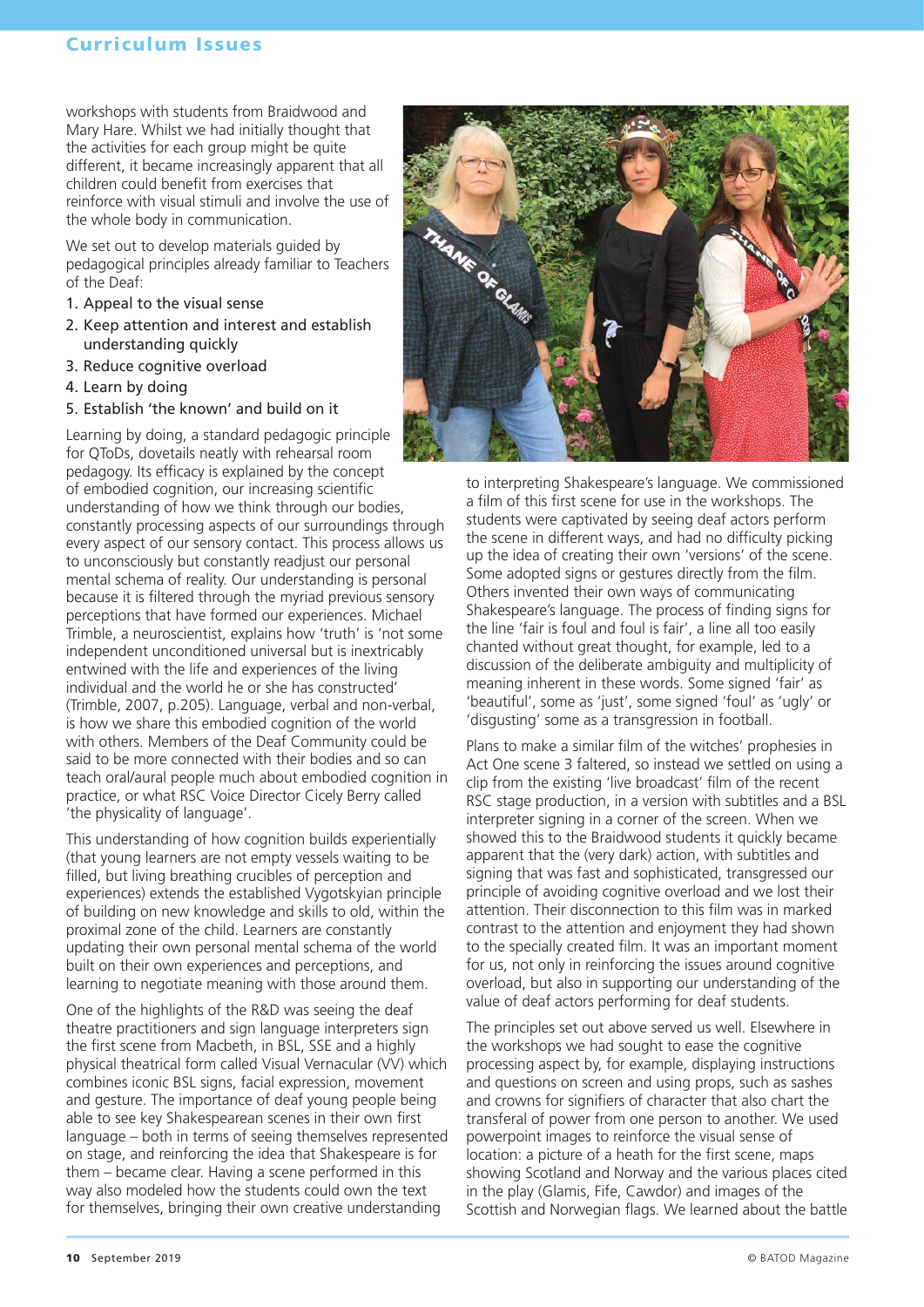workshops with students from Braidwood and Mary Hare. Whilst we had initially thought that the activities for each group might be quite different, it became increasingly apparent that all children could benefit from exercises that reinforce with visual stimuli and involve the use of the whole body in communication.

We set out to develop materials guided by pedagogical principles already familiar to Teachers of the Deaf:

1. Appeal to the visual sense
2. Keep attention and interest and establish understanding quickly
3. Reduce cognitive overload
4. Learn by doing
5. Establish 'the known' and build on it

Learning by doing, a standard pedagogic principle for QToDs, dovetails neatly with rehearsal room pedagogy. Its efficacy is explained by the concept of embodied cognition, our increasing scientific understanding of how we think through our bodies, constantly processing aspects of our surroundings through every aspect of our sensory contact. This process allows us to unconsciously but constantly readjust our personal mental schema of reality. Our understanding is personal because it is filtered through the myriad previous sensory perceptions that have formed our experiences. Michael Trimble, a neuroscientist, explains how 'truth' is 'not some independent unconditioned universal but is inextricably entwined with the life and experiences of the living individual and the world he or she has constructed' (Trimble, 2007, p.205). Language, verbal and non-verbal, is how we share this embodied cognition of the world with others. Members of the Deaf Community could be said to be more connected with their bodies and so can teach oral/aural people much about embodied cognition in practice, or what RSC Voice Director Cicely Berry called 'the physicality of language'.

This understanding of how cognition builds experientially (that young learners are not empty vessels waiting to be filled, but living breathing crucibles of perception and experiences) extends the established Vygotskyian principle of building on new knowledge and skills to old, within the proximal zone of the child. Learners are constantly updating their own personal mental schema of the world built on their own experiences and perceptions, and learning to negotiate meaning with those around them.

One of the highlights of the R&D was seeing the deaf theatre practitioners and sign language interpreters sign the first scene from Macbeth, in BSL, SSE and a highly physical theatrical form called Visual Vernacular (VV) which combines iconic BSL signs, facial expression, movement and gesture. The importance of deaf young people being able to see key Shakespearean scenes in their own first language – both in terms of seeing themselves represented on stage, and reinforcing the idea that Shakespeare is for them – became clear. Having a scene performed in this way also modeled how the students could own the text for themselves, bringing their own creative understanding to interpreting Shakespeare's language. We commissioned a film of this first scene for use in the workshops. The students were captivated by seeing deaf actors perform the scene in different ways, and had no difficulty picking up the idea of creating their own 'versions' of the scene. Some adopted signs or gestures directly from the film. Others invented their own ways of communicating Shakespeare's language. The process of finding signs for the line 'fair is foul and foul is fair', a line all too easily chanted without great thought, for example, led to a discussion of the deliberate ambiguity and multiplicity of meaning inherent in these words. Some signed 'fair' as 'beautiful', some as 'just', some signed 'foul' as 'ugly' or 'disgusting' some as a transgression in football.

Plans to make a similar film of the witches' prophesies in Act One scene 3 faltered, so instead we settled on using a clip from the existing 'live broadcast' film of the recent RSC stage production, in a version with subtitles and a BSL interpreter signing in a corner of the screen. When we showed this to the Braidwood students it quickly became apparent that the (very dark) action, with subtitles and signing that was fast and sophisticated, transgressed our principle of avoiding cognitive overload and we lost their attention. Their disconnection to this film was in marked contrast to the attention and enjoyment they had shown to the specially created film. It was an important moment for us, not only in reinforcing the issues around cognitive overload, but also in supporting our understanding of the value of deaf actors performing for deaf students.

The principles set out above served us well. Elsewhere in the workshops we had sought to ease the cognitive processing aspect by, for example, displaying instructions and questions on screen and using props, such as sashes and crowns for signifiers of character that also chart the transferal of power from one person to another. We used powerpoint images to reinforce the visual sense of location: a picture of a heath for the first scene, maps showing Scotland and Norway and the various places cited in the play (Glamis, Fife, Cawdor) and images of the Scottish and Norwegian flags. We learned about the battle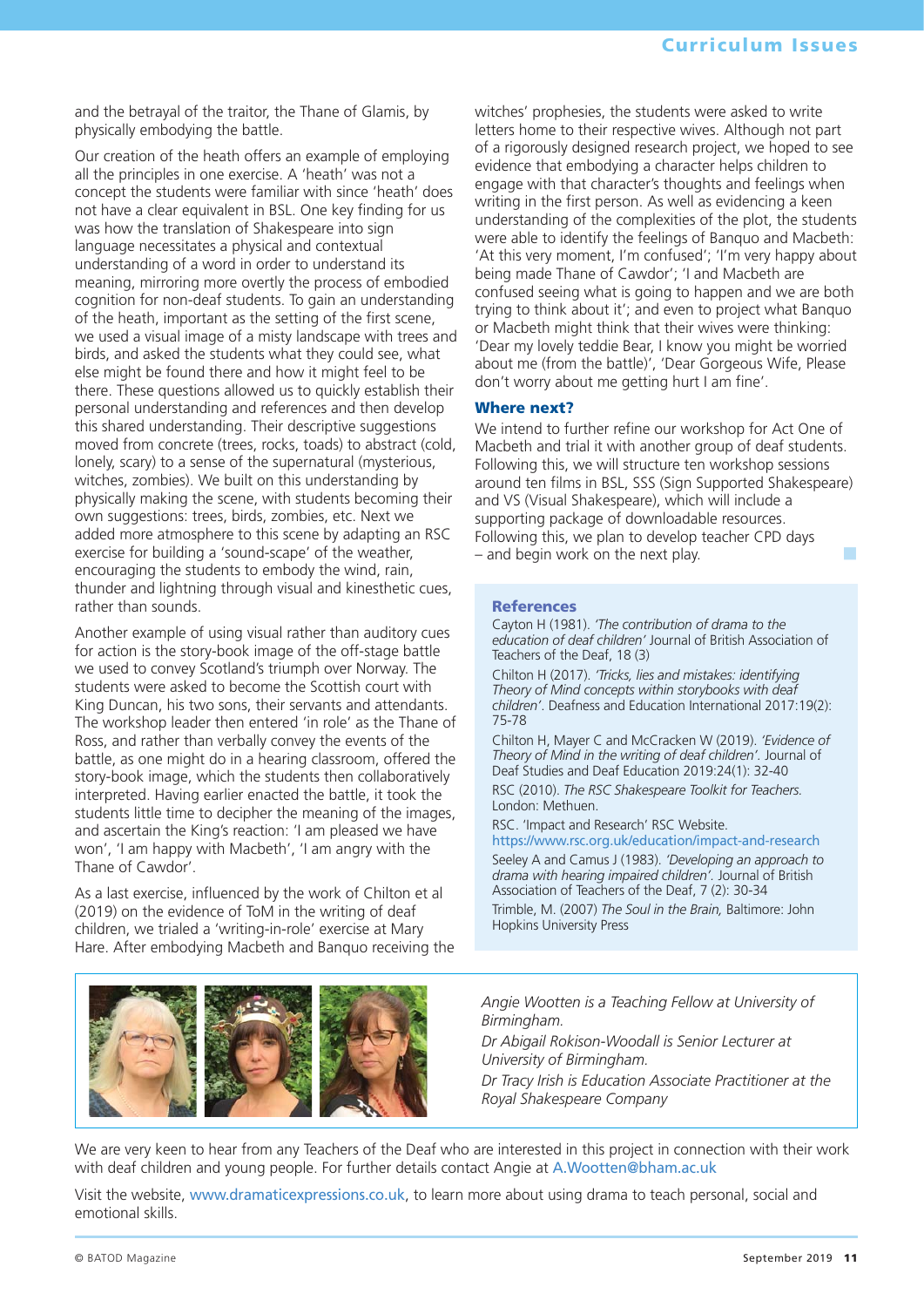and the betrayal of the traitor, the Thane of Glamis, by physically embodying the battle.

Our creation of the heath offers an example of employing all the principles in one exercise. A 'heath' was not a concept the students were familiar with since 'heath' does not have a clear equivalent in BSL. One key finding for us was how the translation of Shakespeare into sign language necessitates a physical and contextual understanding of a word in order to understand its meaning, mirroring more overtly the process of embodied cognition for non-deaf students. To gain an understanding of the heath, important as the setting of the first scene, we used a visual image of a misty landscape with trees and birds, and asked the students what they could see, what else might be found there and how it might feel to be there. These questions allowed us to quickly establish their personal understanding and references and then develop this shared understanding. Their descriptive suggestions moved from concrete (trees, rocks, toads) to abstract (cold, lonely, scary) to a sense of the supernatural (mysterious, witches, zombies). We built on this understanding by physically making the scene, with students becoming their own suggestions: trees, birds, zombies, etc. Next we added more atmosphere to this scene by adapting an RSC exercise for building a 'sound-scape' of the weather, encouraging the students to embody the wind, rain, thunder and lightning through visual and kinesthetic cues, rather than sounds.

Another example of using visual rather than auditory cues for action is the story-book image of the off-stage battle we used to convey Scotland's triumph over Norway. The students were asked to become the Scottish court with King Duncan, his two sons, their servants and attendants. The workshop leader then entered 'in role' as the Thane of Ross, and rather than verbally convey the events of the battle, as one might do in a hearing classroom, offered the story-book image, which the students then collaboratively interpreted. Having earlier enacted the battle, it took the students little time to decipher the meaning of the images, and ascertain the King's reaction: 'I am pleased we have won', 'I am happy with Macbeth', 'I am angry with the Thane of Cawdor'.

As a last exercise, influenced by the work of Chilton et al (2019) on the evidence of ToM in the writing of deaf children, we trialed a 'writing-in-role' exercise at Mary Hare. After embodying Macbeth and Banquo receiving the witches' prophesies, the students were asked to write letters home to their respective wives. Although not part of a rigorously designed research project, we hoped to see evidence that embodying a character helps children to engage with that character's thoughts and feelings when writing in the first person. As well as evidencing a keen understanding of the complexities of the plot, the students were able to identify the feelings of Banquo and Macbeth: 'At this very moment, I'm confused'; 'I'm very happy about being made Thane of Cawdor'; 'I and Macbeth are confused seeing what is going to happen and we are both trying to think about it'; and even to project what Banquo or Macbeth might think that their wives were thinking: 'Dear my lovely teddie Bear, I know you might be worried about me (from the battle)', 'Dear Gorgeous Wife, Please don't worry about me getting hurt I am fine'.

## Where next?

We intend to further refine our workshop for Act One of Macbeth and trial it with another group of deaf students. Following this, we will structure ten workshop sessions around ten films in BSL, SSS (Sign Supported Shakespeare) and VS (Visual Shakespeare), which will include a supporting package of downloadable resources. Following this, we plan to develop teacher CPD days – and begin work on the next play.

### References

Cayton H (1981). *'The contribution of drama to the education of deaf children'* Journal of British Association of Teachers of the Deaf, 18 (3)

Chilton H (2017). *'Tricks, lies and mistakes: identifying Theory of Mind concepts within storybooks with deaf children'*. Deafness and Education International 2017:19(2): 75-78

Chilton H, Mayer C and McCracken W (2019). *'Evidence of Theory of Mind in the writing of deaf children'*. Journal of Deaf Studies and Deaf Education 2019:24(1): 32-40

RSC (2010). *The RSC Shakespeare Toolkit for Teachers.* London: Methuen.

RSC. 'Impact and Research' RSC Website. https://www.rsc.org.uk/education/impact-and-research

Seeley A and Camus J (1983). *'Developing an approach to drama with hearing impaired children'*. Journal of British Association of Teachers of the Deaf, 7 (2): 30-34

Trimble, M. (2007) *The Soul in the Brain,* Baltimore: John Hopkins University Press

*Angie Wootten is a Teaching Fellow at University of Birmingham.*

*Dr Abigail Rokison-Woodall is Senior Lecturer at University of Birmingham.*

*Dr Tracy Irish is Education Associate Practitioner at the Royal Shakespeare Company*

We are very keen to hear from any Teachers of the Deaf who are interested in this project in connection with their work with deaf children and young people. For further details contact Angie at A.Wootten@bham.ac.uk

Visit the website, www.dramaticexpressions.co.uk, to learn more about using drama to teach personal, social and emotional skills.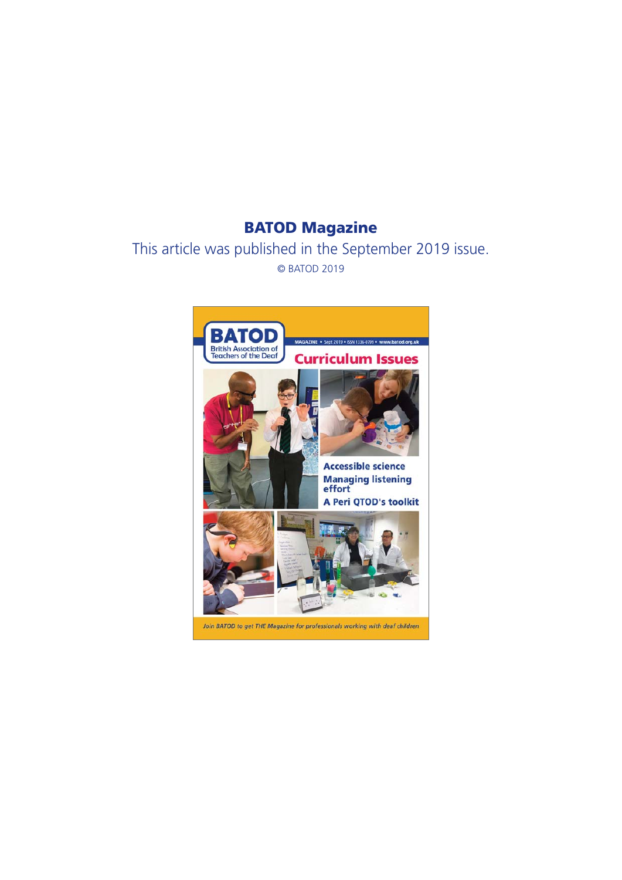# BATOD Magazine

This article was published in the September 2019 issue.

© BATOD 2019